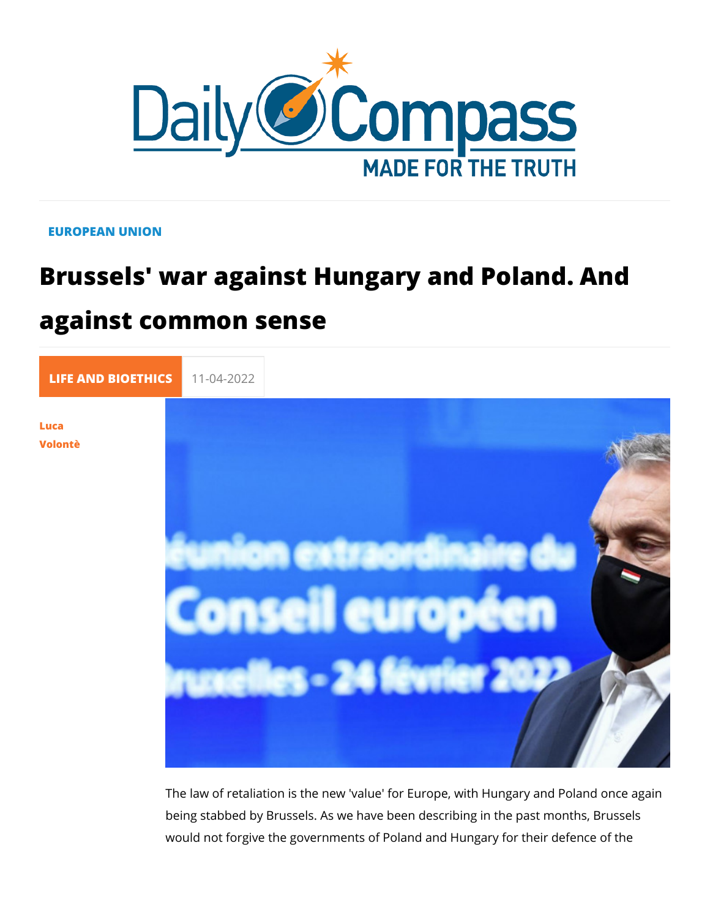EUROPEAN UNION

# Brussels' war against Hungary and Poland. And against common sense

LIFE AND BIOETHICS 11-04-2022

Luca Volontè

The law of retaliation is the new 'value' for Europe, with Hungary and Poland once again being stabbed by Brussels. As we have been describing in the past months, Brussels would not forgive the governments of Poland and Hungary for their defence of the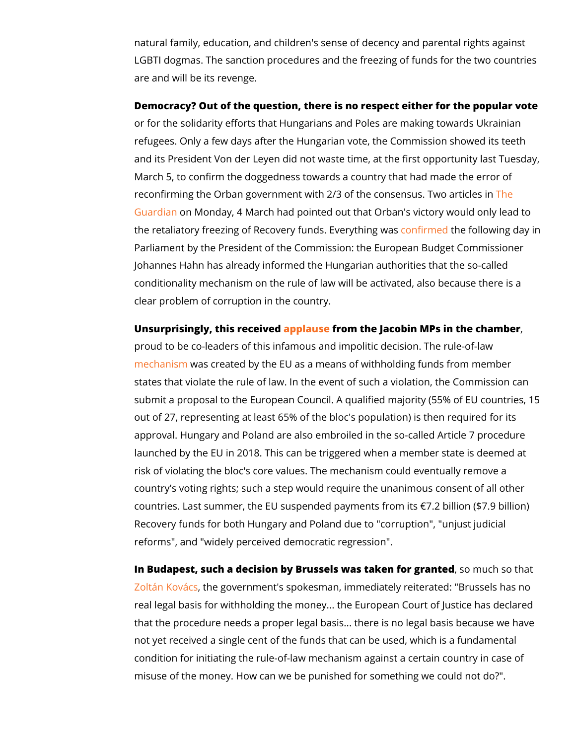natural family, education, and children's sense of decency and parental rights against LGBTI dogmas. The sanction procedures and the freezing of funds for the two countries are and will be its revenge.

**Democracy? Out of the question, there is no respect either for the popular vote** or for the solidarity efforts that Hungarians and Poles are making towards Ukrainian refugees. Only a few days after the Hungarian vote, the Commission showed its teeth and its President Von der Leyen did not waste time, at the first opportunity last Tuesday, March 5, to confirm the doggedness towards a country that had made the error of reconfirming the Orban government with 2/3 of the consensus. Two articles in The Guardian on Monday, 4 March had pointed out that Orban's victory would only lead to the retaliatory freezing of Recovery funds. Everything was confirmed the following day in Parliament by the President of the Commission: the European Budget Commissioner Johannes Hahn has already informed the Hungarian authorities that the so-called conditionality mechanism on the rule of law will be activated, also because there is a clear problem of corruption in the country.

**Unsurprisingly, this received applause from the Jacobin MPs in the chamber**, proud to be co-leaders of this infamous and impolitic decision. The rule-of-law mechanism was created by the EU as a means of withholding funds from member states that violate the rule of law. In the event of such a violation, the Commission can submit a proposal to the European Council. A qualified majority (55% of EU countries, 15 out of 27, representing at least 65% of the bloc's population) is then required for its approval. Hungary and Poland are also embroiled in the so-called Article 7 procedure launched by the EU in 2018. This can be triggered when a member state is deemed at risk of violating the bloc's core values. The mechanism could eventually remove a country's voting rights; such a step would require the unanimous consent of all other countries. Last summer, the EU suspended payments from its €7.2 billion ($7.9 billion) Recovery funds for both Hungary and Poland due to "corruption", "unjust judicial reforms", and "widely perceived democratic regression".

**In Budapest, such a decision by Brussels was taken for granted**, so much so that Zoltán Kovács, the government's spokesman, immediately reiterated: "Brussels has no real legal basis for withholding the money... the European Court of Justice has declared that the procedure needs a proper legal basis... there is no legal basis because we have not yet received a single cent of the funds that can be used, which is a fundamental condition for initiating the rule-of-law mechanism against a certain country in case of misuse of the money. How can we be punished for something we could not do?".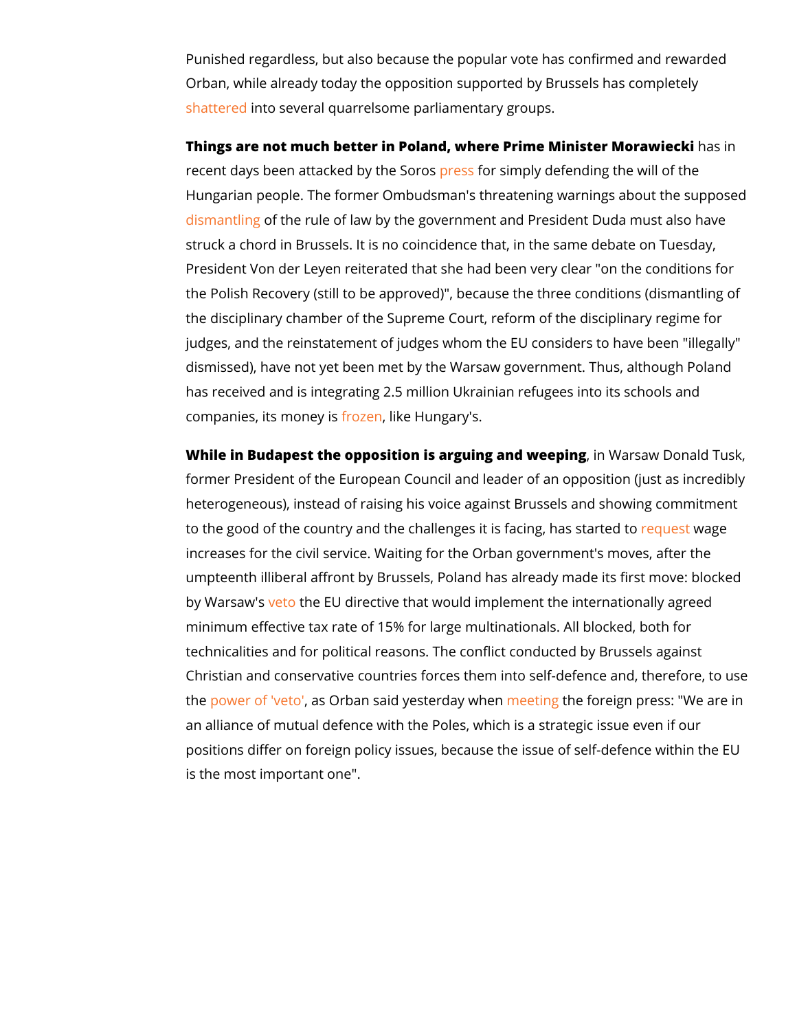Punished regardless, but also because the popular vote has confirmed and rewarded Orban, while already today the opposition supported by Brussels has completely shattered into several quarrelsome parliamentary groups.

**Things are not much better in Poland, where Prime Minister Morawiecki** has in recent days been attacked by the Soros press for simply defending the will of the Hungarian people. The former Ombudsman's threatening warnings about the supposed dismantling of the rule of law by the government and President Duda must also have struck a chord in Brussels. It is no coincidence that, in the same debate on Tuesday, President Von der Leyen reiterated that she had been very clear "on the conditions for the Polish Recovery (still to be approved)", because the three conditions (dismantling of the disciplinary chamber of the Supreme Court, reform of the disciplinary regime for judges, and the reinstatement of judges whom the EU considers to have been "illegally" dismissed), have not yet been met by the Warsaw government. Thus, although Poland has received and is integrating 2.5 million Ukrainian refugees into its schools and companies, its money is frozen, like Hungary's.

**While in Budapest the opposition is arguing and weeping**, in Warsaw Donald Tusk, former President of the European Council and leader of an opposition (just as incredibly heterogeneous), instead of raising his voice against Brussels and showing commitment to the good of the country and the challenges it is facing, has started to request wage increases for the civil service. Waiting for the Orban government's moves, after the umpteenth illiberal affront by Brussels, Poland has already made its first move: blocked by Warsaw's veto the EU directive that would implement the internationally agreed minimum effective tax rate of 15% for large multinationals. All blocked, both for technicalities and for political reasons. The conflict conducted by Brussels against Christian and conservative countries forces them into self-defence and, therefore, to use the power of 'veto', as Orban said yesterday when meeting the foreign press: "We are in an alliance of mutual defence with the Poles, which is a strategic issue even if our positions differ on foreign policy issues, because the issue of self-defence within the EU is the most important one".